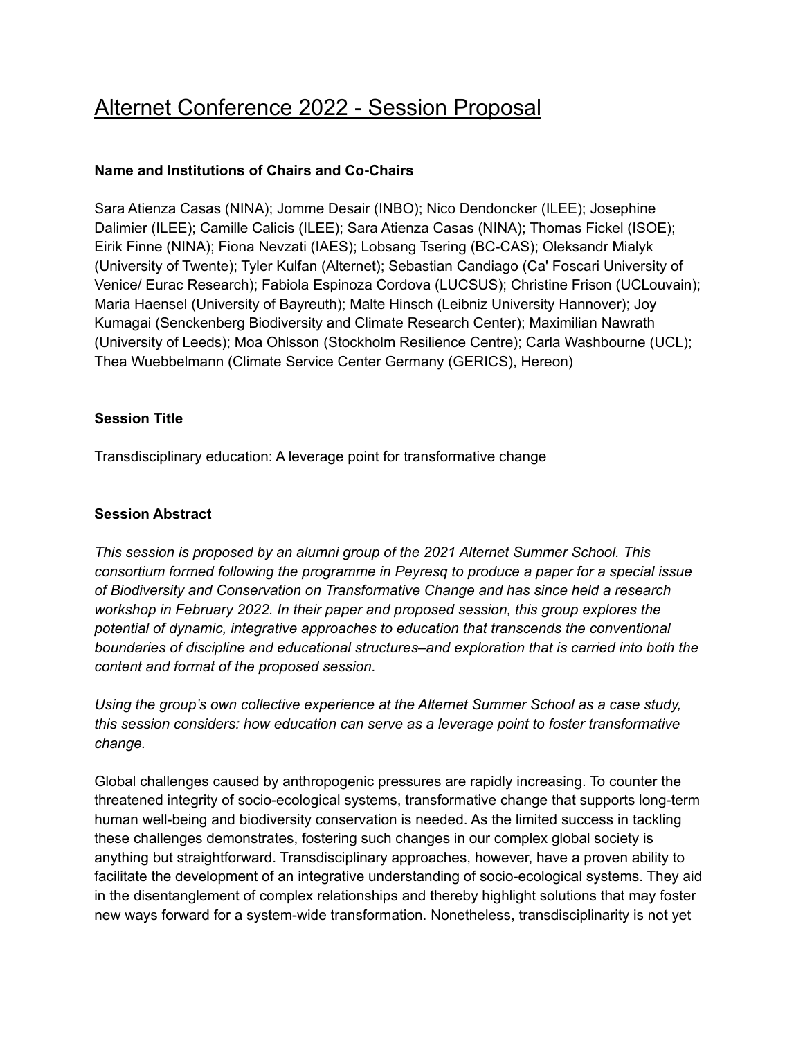# Alternet Conference 2022 - Session Proposal

**Name and Institutions of Chairs and Co-Chairs**

Sara Atienza Casas (NINA); Jomme Desair (INBO); Nico Dendoncker (ILEE); Josephine Dalimier (ILEE); Camille Calicis (ILEE); Sara Atienza Casas (NINA); Thomas Fickel (ISOE); Eirik Finne (NINA); Fiona Nevzati (IAES); Lobsang Tsering (BC-CAS); Oleksandr Mialyk (University of Twente); Tyler Kulfan (Alternet); Sebastian Candiago (Ca' Foscari University of Venice/ Eurac Research); Fabiola Espinoza Cordova (LUCSUS); Christine Frison (UCLouvain); Maria Haensel (University of Bayreuth); Malte Hinsch (Leibniz University Hannover); Joy Kumagai (Senckenberg Biodiversity and Climate Research Center); Maximilian Nawrath (University of Leeds); Moa Ohlsson (Stockholm Resilience Centre); Carla Washbourne (UCL); Thea Wuebbelmann (Climate Service Center Germany (GERICS), Hereon)

**Session Title**

Transdisciplinary education: A leverage point for transformative change

**Session Abstract**

*This session is proposed by an alumni group of the 2021 Alternet Summer School. This consortium formed following the programme in Peyresq to produce a paper for a special issue of Biodiversity and Conservation on Transformative Change and has since held a research workshop in February 2022. In their paper and proposed session, this group explores the potential of dynamic, integrative approaches to education that transcends the conventional boundaries of discipline and educational structures–and exploration that is carried into both the content and format of the proposed session.*

*Using the group's own collective experience at the Alternet Summer School as a case study, this session considers: how education can serve as a leverage point to foster transformative change.*

Global challenges caused by anthropogenic pressures are rapidly increasing. To counter the threatened integrity of socio-ecological systems, transformative change that supports long-term human well-being and biodiversity conservation is needed. As the limited success in tackling these challenges demonstrates, fostering such changes in our complex global society is anything but straightforward. Transdisciplinary approaches, however, have a proven ability to facilitate the development of an integrative understanding of socio-ecological systems. They aid in the disentanglement of complex relationships and thereby highlight solutions that may foster new ways forward for a system-wide transformation. Nonetheless, transdisciplinarity is not yet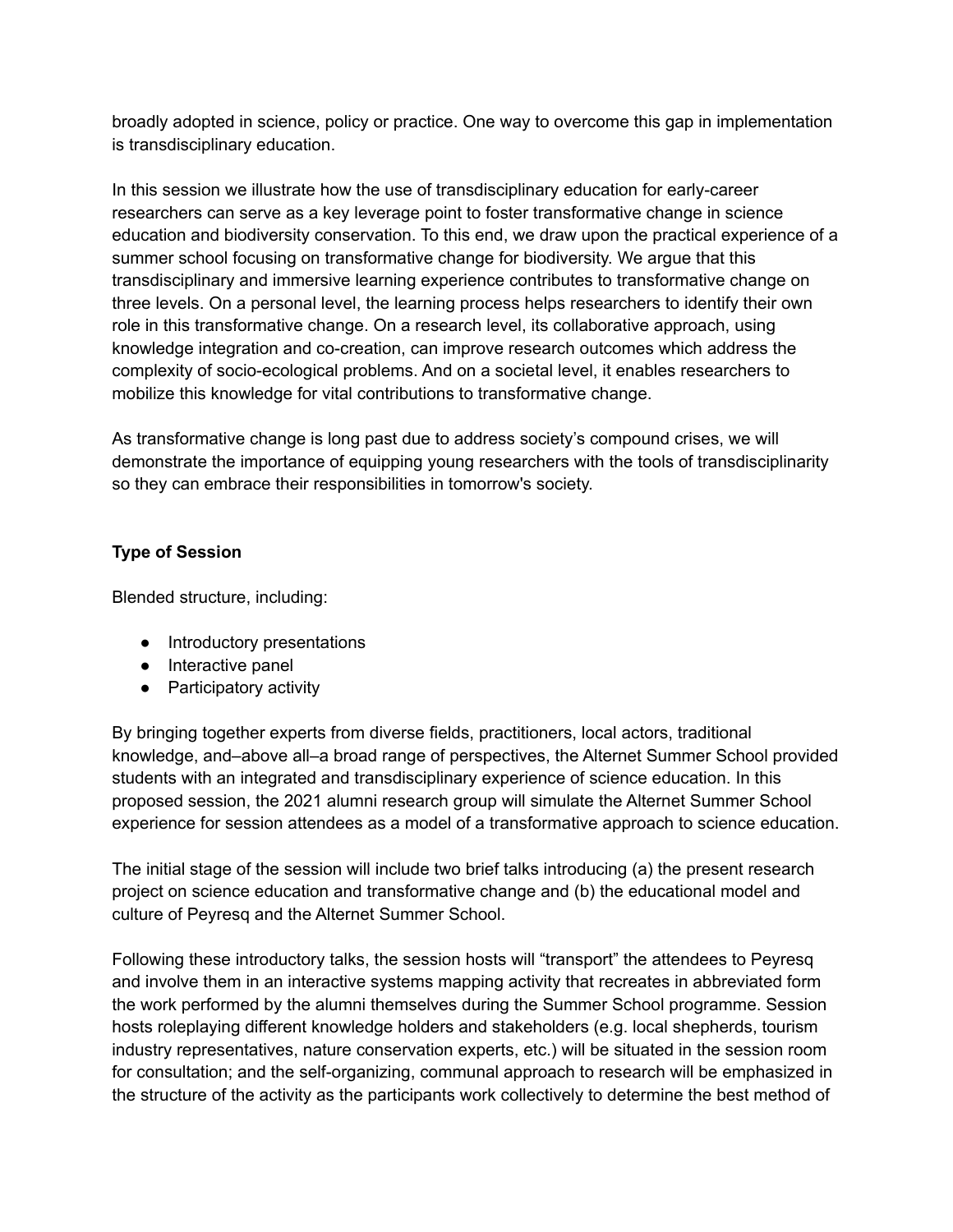broadly adopted in science, policy or practice. One way to overcome this gap in implementation is transdisciplinary education.

In this session we illustrate how the use of transdisciplinary education for early-career researchers can serve as a key leverage point to foster transformative change in science education and biodiversity conservation. To this end, we draw upon the practical experience of a summer school focusing on transformative change for biodiversity. We argue that this transdisciplinary and immersive learning experience contributes to transformative change on three levels. On a personal level, the learning process helps researchers to identify their own role in this transformative change. On a research level, its collaborative approach, using knowledge integration and co-creation, can improve research outcomes which address the complexity of socio-ecological problems. And on a societal level, it enables researchers to mobilize this knowledge for vital contributions to transformative change.

As transformative change is long past due to address society's compound crises, we will demonstrate the importance of equipping young researchers with the tools of transdisciplinarity so they can embrace their responsibilities in tomorrow's society.

**Type of Session**

Blended structure, including:

- Introductory presentations
- Interactive panel
- Participatory activity

By bringing together experts from diverse fields, practitioners, local actors, traditional knowledge, and–above all–a broad range of perspectives, the Alternet Summer School provided students with an integrated and transdisciplinary experience of science education. In this proposed session, the 2021 alumni research group will simulate the Alternet Summer School experience for session attendees as a model of a transformative approach to science education.

The initial stage of the session will include two brief talks introducing (a) the present research project on science education and transformative change and (b) the educational model and culture of Peyresq and the Alternet Summer School.

Following these introductory talks, the session hosts will "transport" the attendees to Peyresq and involve them in an interactive systems mapping activity that recreates in abbreviated form the work performed by the alumni themselves during the Summer School programme. Session hosts roleplaying different knowledge holders and stakeholders (e.g. local shepherds, tourism industry representatives, nature conservation experts, etc.) will be situated in the session room for consultation; and the self-organizing, communal approach to research will be emphasized in the structure of the activity as the participants work collectively to determine the best method of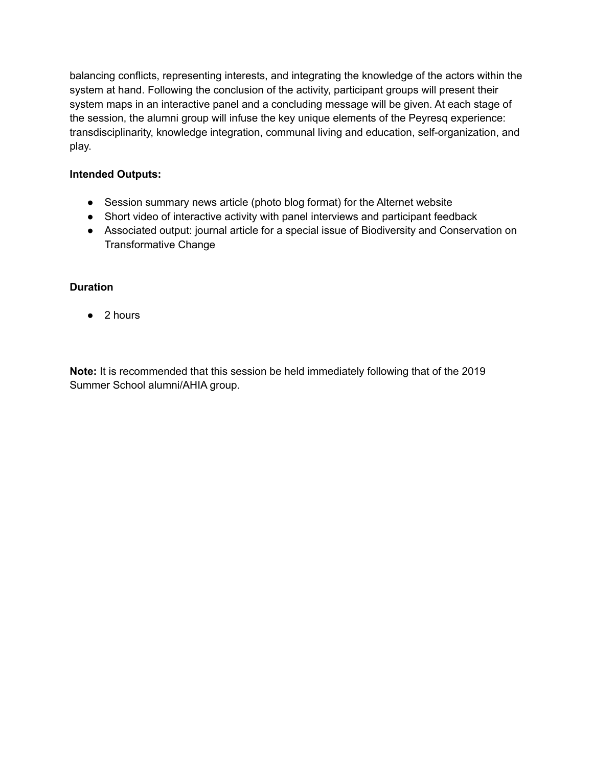balancing conflicts, representing interests, and integrating the knowledge of the actors within the system at hand. Following the conclusion of the activity, participant groups will present their system maps in an interactive panel and a concluding message will be given. At each stage of the session, the alumni group will infuse the key unique elements of the Peyresq experience: transdisciplinarity, knowledge integration, communal living and education, self-organization, and play.

**Intended Outputs:**

- Session summary news article (photo blog format) for the Alternet website
- Short video of interactive activity with panel interviews and participant feedback
- Associated output: journal article for a special issue of Biodiversity and Conservation on Transformative Change

**Duration**

- 2 hours

**Note:** It is recommended that this session be held immediately following that of the 2019 Summer School alumni/AHIA group.